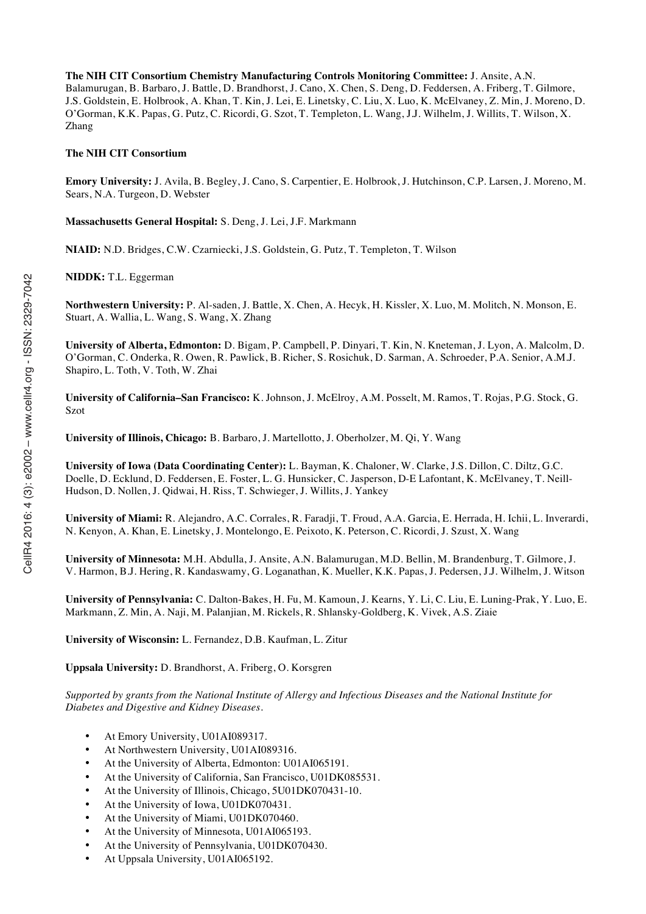**The NIH CIT Consortium Chemistry Manufacturing Controls Monitoring Committee:** J. Ansite, A.N. Balamurugan, B. Barbaro, J. Battle, D. Brandhorst, J. Cano, X. Chen, S. Deng, D. Feddersen, A. Friberg, T. Gilmore, J.S. Goldstein, E. Holbrook, A. Khan, T. Kin, J. Lei, E. Linetsky, C. Liu, X. Luo, K. McElvaney, Z. Min, J. Moreno, D. O'Gorman, K.K. Papas, G. Putz, C. Ricordi, G. Szot, T. Templeton, L. Wang, J.J. Wilhelm, J. Willits, T. Wilson, X. Zhang

**The NIH CIT Consortium**

**Emory University:** J. Avila, B. Begley, J. Cano, S. Carpentier, E. Holbrook, J. Hutchinson, C.P. Larsen, J. Moreno, M. Sears, N.A. Turgeon, D. Webster

**Massachusetts General Hospital:** S. Deng, J. Lei, J.F. Markmann

**NIAID:** N.D. Bridges, C.W. Czarniecki, J.S. Goldstein, G. Putz, T. Templeton, T. Wilson

**NIDDK:** T.L. Eggerman

**Northwestern University:** P. Al-saden, J. Battle, X. Chen, A. Hecyk, H. Kissler, X. Luo, M. Molitch, N. Monson, E. Stuart, A. Wallia, L. Wang, S. Wang, X. Zhang

**University of Alberta, Edmonton:** D. Bigam, P. Campbell, P. Dinyari, T. Kin, N. Kneteman, J. Lyon, A. Malcolm, D. O'Gorman, C. Onderka, R. Owen, R. Pawlick, B. Richer, S. Rosichuk, D. Sarman, A. Schroeder, P.A. Senior, A.M.J. Shapiro, L. Toth, V. Toth, W. Zhai

**University of California–San Francisco:** K. Johnson, J. McElroy, A.M. Posselt, M. Ramos, T. Rojas, P.G. Stock, G. Szot

**University of Illinois, Chicago:** B. Barbaro, J. Martellotto, J. Oberholzer, M. Qi, Y. Wang

**University of Iowa (Data Coordinating Center):** L. Bayman, K. Chaloner, W. Clarke, J.S. Dillon, C. Diltz, G.C. Doelle, D. Ecklund, D. Feddersen, E. Foster, L. G. Hunsicker, C. Jasperson, D-E Lafontant, K. McElvaney, T. Neill-Hudson, D. Nollen, J. Qidwai, H. Riss, T. Schwieger, J. Willits, J. Yankey

**University of Miami:** R. Alejandro, A.C. Corrales, R. Faradji, T. Froud, A.A. Garcia, E. Herrada, H. Ichii, L. Inverardi, N. Kenyon, A. Khan, E. Linetsky, J. Montelongo, E. Peixoto, K. Peterson, C. Ricordi, J. Szust, X. Wang

**University of Minnesota:** M.H. Abdulla, J. Ansite, A.N. Balamurugan, M.D. Bellin, M. Brandenburg, T. Gilmore, J. V. Harmon, B.J. Hering, R. Kandaswamy, G. Loganathan, K. Mueller, K.K. Papas, J. Pedersen, J.J. Wilhelm, J. Witson

**University of Pennsylvania:** C. Dalton-Bakes, H. Fu, M. Kamoun, J. Kearns, Y. Li, C. Liu, E. Luning-Prak, Y. Luo, E. Markmann, Z. Min, A. Naji, M. Palanjian, M. Rickels, R. Shlansky-Goldberg, K. Vivek, A.S. Ziaie

**University of Wisconsin:** L. Fernandez, D.B. Kaufman, L. Zitur

**Uppsala University:** D. Brandhorst, A. Friberg, O. Korsgren

*Supported by grants from the National Institute of Allergy and Infectious Diseases and the National Institute for Diabetes and Digestive and Kidney Diseases.*

- At Emory University, U01AI089317.
- At Northwestern University, U01AI089316.
- At the University of Alberta, Edmonton: U01AI065191.
- At the University of California, San Francisco, U01DK085531.
- At the University of Illinois, Chicago, 5U01DK070431-10.
- At the University of Iowa, U01DK070431.
- At the University of Miami, U01DK070460.
- At the University of Minnesota, U01AI065193.
- At the University of Pennsylvania, U01DK070430.
- At Uppsala University, U01AI065192.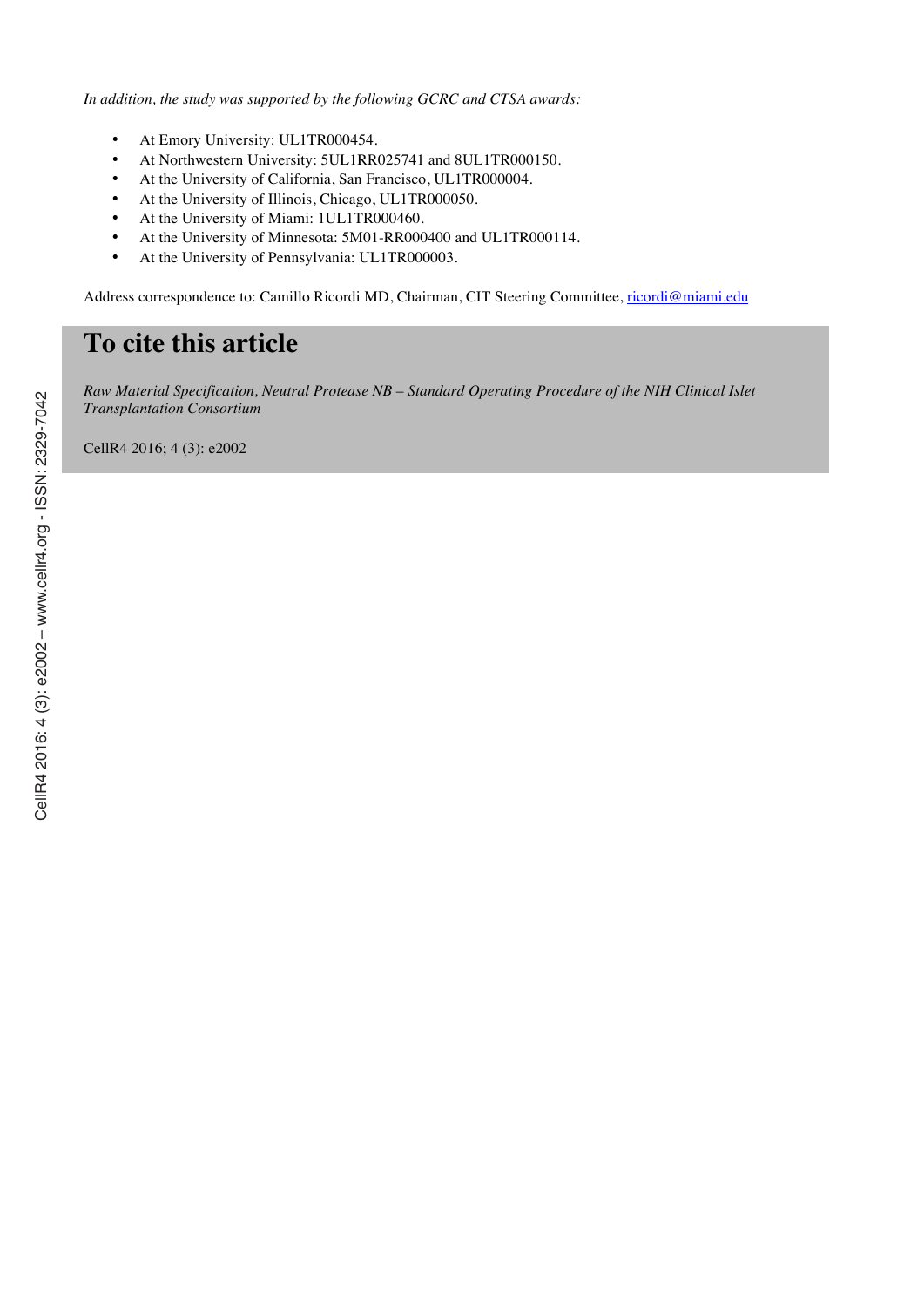*In addition, the study was supported by the following GCRC and CTSA awards:*

- At Emory University: UL1TR000454.
- At Northwestern University: 5UL1RR025741 and 8UL1TR000150.
- At the University of California, San Francisco, UL1TR000004.
- At the University of Illinois, Chicago, UL1TR000050.
- At the University of Miami: 1UL1TR000460.
- At the University of Minnesota: 5M01-RR000400 and UL1TR000114.
- At the University of Pennsylvania: UL1TR000003.

Address correspondence to: Camillo Ricordi MD, Chairman, CIT Steering Committee, ricordi@miami.edu

# To cite this article

*Raw Material Specification, Neutral Protease NB – Standard Operating Procedure of the NIH Clinical Islet Transplantation Consortium*

CellR4 2016; 4 (3): e2002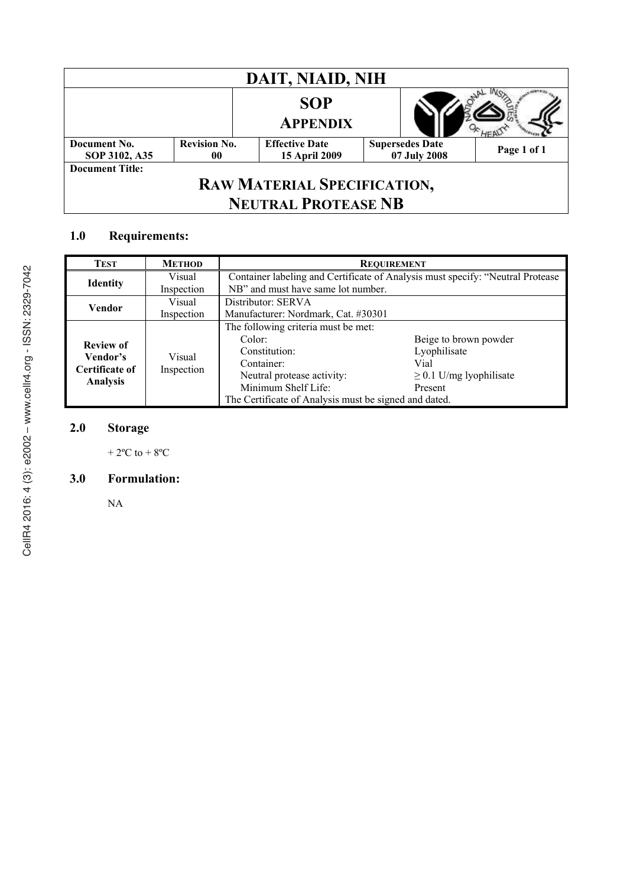| DAIT, NIAID, NIH | | | | |
|---|---|---|---|---|
| | SOP APPENDIX | | | |
| **Document No.** SOP 3102, A35 | **Revision No.** 00 | **Effective Date** 15 April 2009 | **Supersedes Date** 07 July 2008 | **Page 1 of 1** |

**Document Title:**

# RAW MATERIAL SPECIFICATION, NEUTRAL PROTEASE NB

## 1.0 Requirements:

| TEST | METHOD | REQUIREMENT |
|---|---|---|
| **Identity** | Visual Inspection | Container labeling and Certificate of Analysis must specify: "Neutral Protease NB" and must have same lot number. |
| **Vendor** | Visual Inspection | Distributor: SERVA<br>Manufacturer: Nordmark, Cat. #30301 |
| **Review of Vendor's Certificate of Analysis** | Visual Inspection | The following criteria must be met:<br>Color: Beige to brown powder<br>Constitution: Lyophilisate<br>Container: Vial<br>Neutral protease activity: ≥ 0.1 U/mg lyophilisate<br>Minimum Shelf Life: Present<br>The Certificate of Analysis must be signed and dated. |

## 2.0 Storage

+ 2ºC to + 8ºC

## 3.0 Formulation:

NA